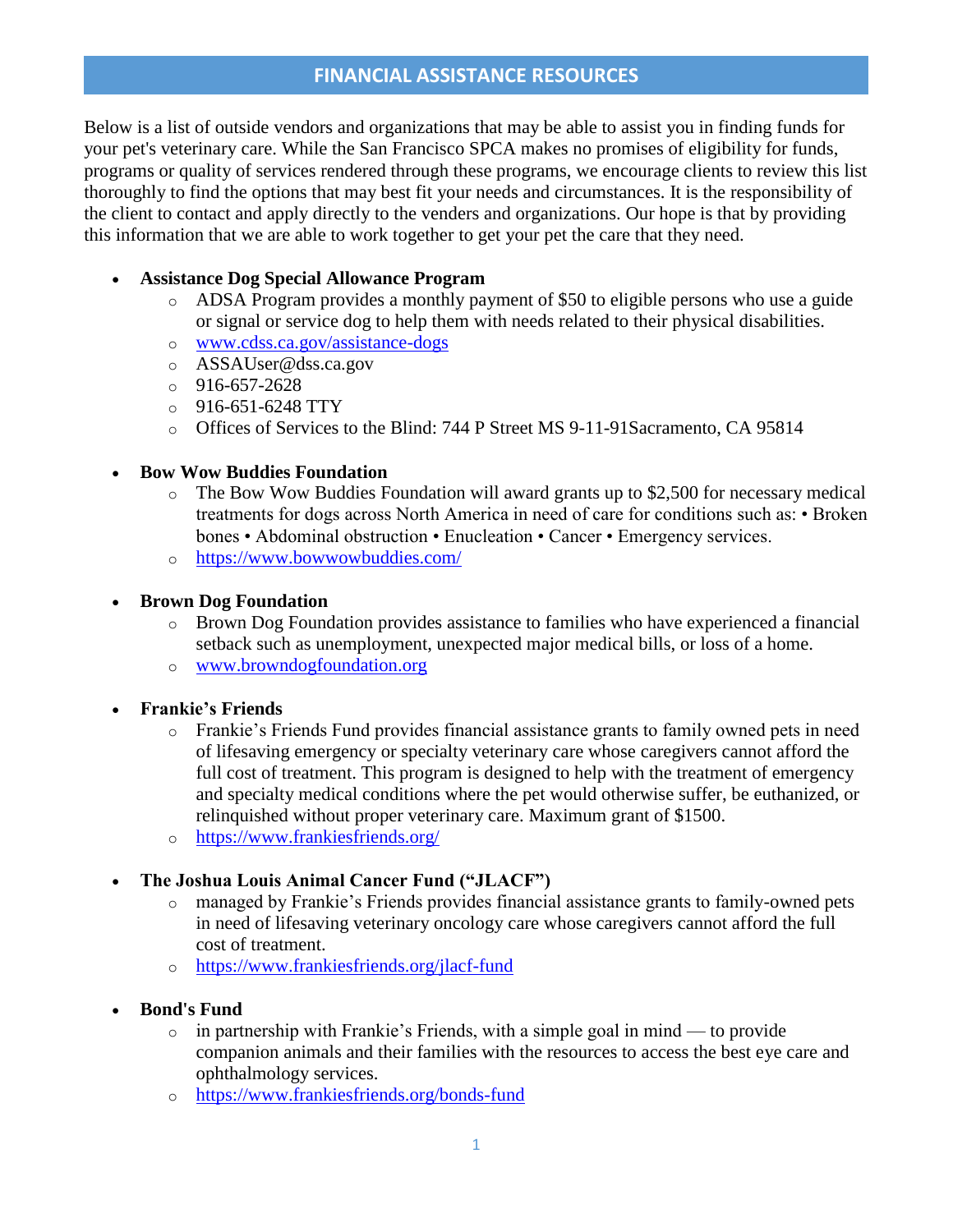## FINANCIAL ASSISTANCE RESOURCES

Below is a list of outside vendors and organizations that may be able to assist you in finding funds for your pet's veterinary care. While the San Francisco SPCA makes no promises of eligibility for funds, programs or quality of services rendered through these programs, we encourage clients to review this list thoroughly to find the options that may best fit your needs and circumstances. It is the responsibility of the client to contact and apply directly to the venders and organizations. Our hope is that by providing this information that we are able to work together to get your pet the care that they need.

- **Assistance Dog Special Allowance Program**
  - ADSA Program provides a monthly payment of $50 to eligible persons who use a guide or signal or service dog to help them with needs related to their physical disabilities.
  - [www.cdss.ca.gov/assistance-dogs](http://www.cdss.ca.gov/assistance-dogs)
  - ASSAUser@dss.ca.gov
  - 916-657-2628
  - 916-651-6248 TTY
  - Offices of Services to the Blind: 744 P Street MS 9-11-91Sacramento, CA 95814

- **Bow Wow Buddies Foundation**
  - The Bow Wow Buddies Foundation will award grants up to $2,500 for necessary medical treatments for dogs across North America in need of care for conditions such as: • Broken bones • Abdominal obstruction • Enucleation • Cancer • Emergency services.
  - [https://www.bowwowbuddies.com/](https://www.bowwowbuddies.com/)

- **Brown Dog Foundation**
  - Brown Dog Foundation provides assistance to families who have experienced a financial setback such as unemployment, unexpected major medical bills, or loss of a home.
  - [www.browndogfoundation.org](http://www.browndogfoundation.org)

- **Frankie's Friends**
  - Frankie's Friends Fund provides financial assistance grants to family owned pets in need of lifesaving emergency or specialty veterinary care whose caregivers cannot afford the full cost of treatment. This program is designed to help with the treatment of emergency and specialty medical conditions where the pet would otherwise suffer, be euthanized, or relinquished without proper veterinary care. Maximum grant of $1500.
  - [https://www.frankiesfriends.org/](https://www.frankiesfriends.org/)

- **The Joshua Louis Animal Cancer Fund ("JLACF")**
  - managed by Frankie's Friends provides financial assistance grants to family-owned pets in need of lifesaving veterinary oncology care whose caregivers cannot afford the full cost of treatment.
  - [https://www.frankiesfriends.org/jlacf-fund](https://www.frankiesfriends.org/jlacf-fund)

- **Bond's Fund**
  - in partnership with Frankie's Friends, with a simple goal in mind — to provide companion animals and their families with the resources to access the best eye care and ophthalmology services.
  - [https://www.frankiesfriends.org/bonds-fund](https://www.frankiesfriends.org/bonds-fund)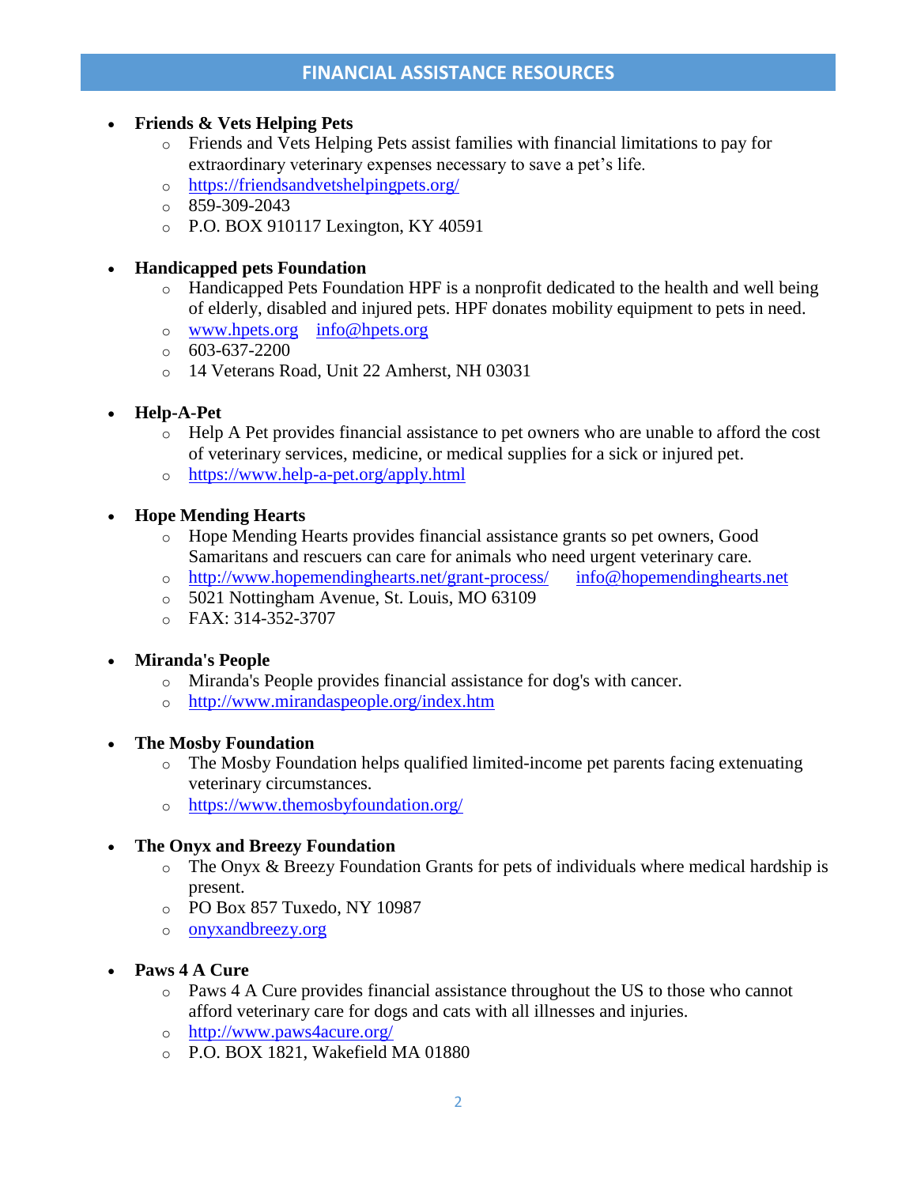## FINANCIAL ASSISTANCE RESOURCES

- **Friends & Vets Helping Pets**
  - Friends and Vets Helping Pets assist families with financial limitations to pay for extraordinary veterinary expenses necessary to save a pet's life.
  - https://friendsandvetshelpingpets.org/
  - 859-309-2043
  - P.O. BOX 910117 Lexington, KY 40591

- **Handicapped pets Foundation**
  - Handicapped Pets Foundation HPF is a nonprofit dedicated to the health and well being of elderly, disabled and injured pets. HPF donates mobility equipment to pets in need.
  - www.hpets.org info@hpets.org
  - 603-637-2200
  - 14 Veterans Road, Unit 22 Amherst, NH 03031

- **Help-A-Pet**
  - Help A Pet provides financial assistance to pet owners who are unable to afford the cost of veterinary services, medicine, or medical supplies for a sick or injured pet.
  - https://www.help-a-pet.org/apply.html

- **Hope Mending Hearts**
  - Hope Mending Hearts provides financial assistance grants so pet owners, Good Samaritans and rescuers can care for animals who need urgent veterinary care.
  - http://www.hopemendinghearts.net/grant-process/ info@hopemendinghearts.net
  - 5021 Nottingham Avenue, St. Louis, MO 63109
  - FAX: 314-352-3707

- **Miranda's People**
  - Miranda's People provides financial assistance for dog's with cancer.
  - http://www.mirandaspeople.org/index.htm

- **The Mosby Foundation**
  - The Mosby Foundation helps qualified limited-income pet parents facing extenuating veterinary circumstances.
  - https://www.themosbyfoundation.org/

- **The Onyx and Breezy Foundation**
  - The Onyx & Breezy Foundation Grants for pets of individuals where medical hardship is present.
  - PO Box 857 Tuxedo, NY 10987
  - onyxandbreezy.org

- **Paws 4 A Cure**
  - Paws 4 A Cure provides financial assistance throughout the US to those who cannot afford veterinary care for dogs and cats with all illnesses and injuries.
  - http://www.paws4acure.org/
  - P.O. BOX 1821, Wakefield MA 01880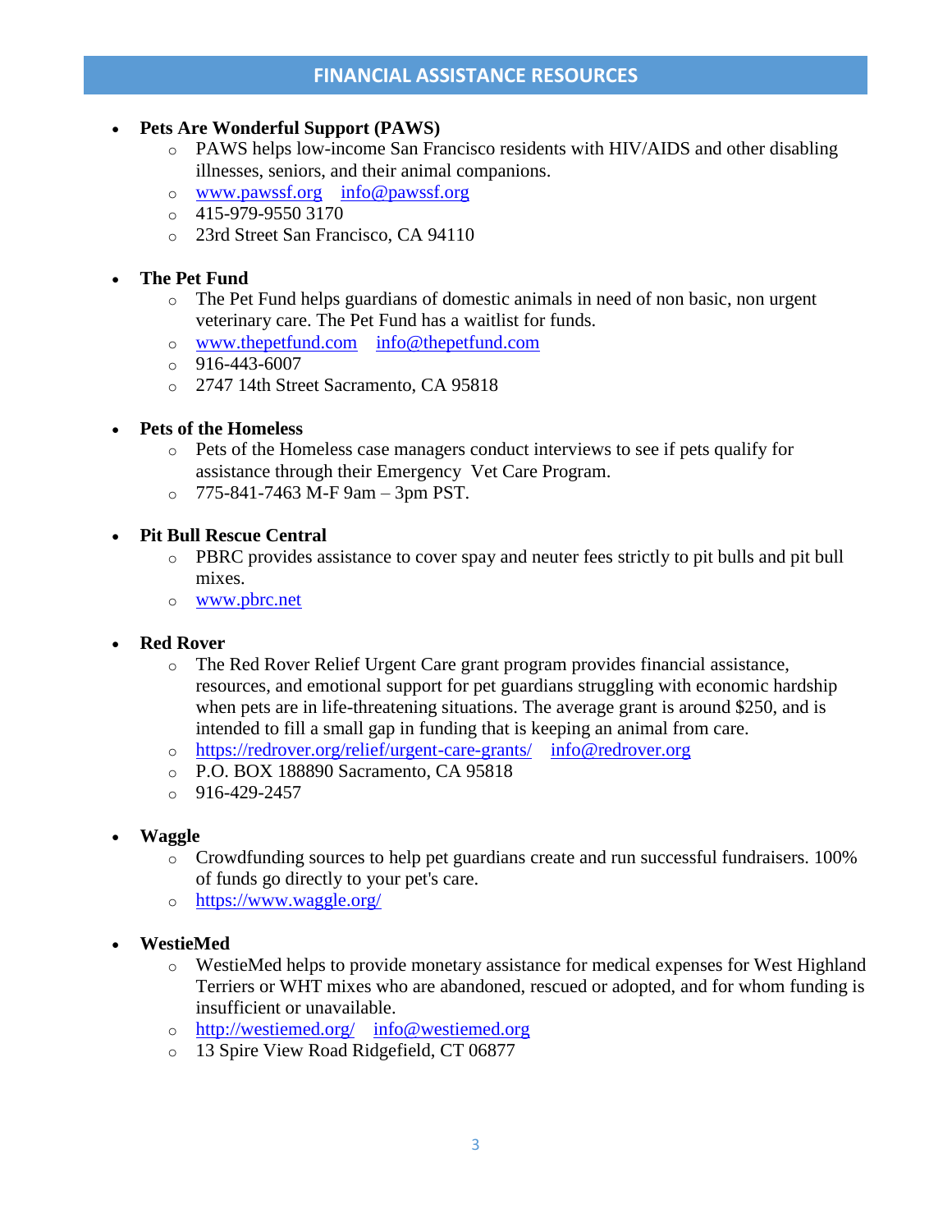## FINANCIAL ASSISTANCE RESOURCES

- **Pets Are Wonderful Support (PAWS)**
  - PAWS helps low-income San Francisco residents with HIV/AIDS and other disabling illnesses, seniors, and their animal companions.
  - www.pawssf.org  info@pawssf.org
  - 415-979-9550 3170
  - 23rd Street San Francisco, CA 94110

- **The Pet Fund**
  - The Pet Fund helps guardians of domestic animals in need of non basic, non urgent veterinary care. The Pet Fund has a waitlist for funds.
  - www.thepetfund.com  info@thepetfund.com
  - 916-443-6007
  - 2747 14th Street Sacramento, CA 95818

- **Pets of the Homeless**
  - Pets of the Homeless case managers conduct interviews to see if pets qualify for assistance through their Emergency Vet Care Program.
  - 775-841-7463 M-F 9am – 3pm PST.

- **Pit Bull Rescue Central**
  - PBRC provides assistance to cover spay and neuter fees strictly to pit bulls and pit bull mixes.
  - www.pbrc.net

- **Red Rover**
  - The Red Rover Relief Urgent Care grant program provides financial assistance, resources, and emotional support for pet guardians struggling with economic hardship when pets are in life-threatening situations. The average grant is around $250, and is intended to fill a small gap in funding that is keeping an animal from care.
  - https://redrover.org/relief/urgent-care-grants/  info@redrover.org
  - P.O. BOX 188890 Sacramento, CA 95818
  - 916-429-2457

- **Waggle**
  - Crowdfunding sources to help pet guardians create and run successful fundraisers. 100% of funds go directly to your pet's care.
  - https://www.waggle.org/

- **WestieMed**
  - WestieMed helps to provide monetary assistance for medical expenses for West Highland Terriers or WHT mixes who are abandoned, rescued or adopted, and for whom funding is insufficient or unavailable.
  - http://westiemed.org/  info@westiemed.org
  - 13 Spire View Road Ridgefield, CT 06877